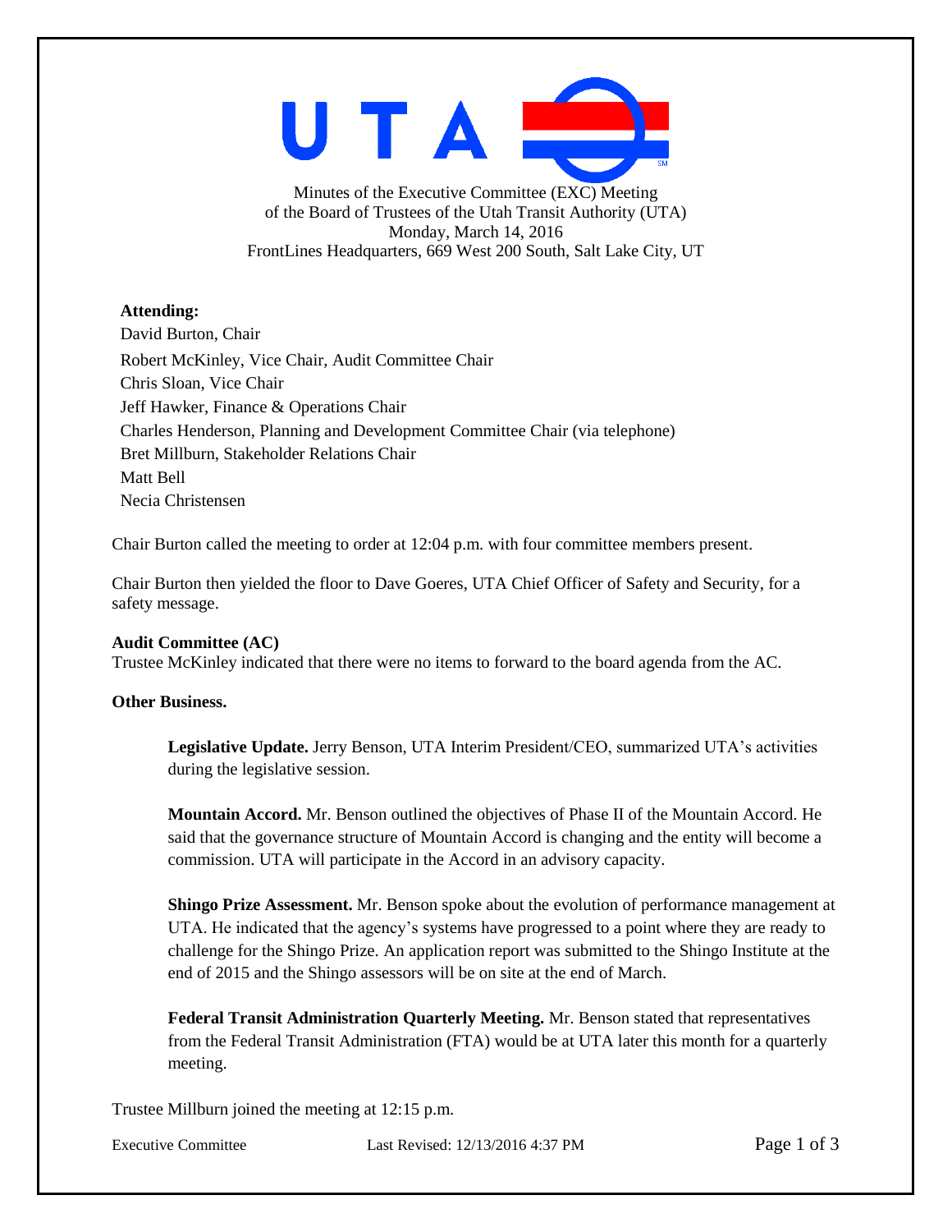UTA

Minutes of the Executive Committee (EXC) Meeting
of the Board of Trustees of the Utah Transit Authority (UTA)
Monday, March 14, 2016
FrontLines Headquarters, 669 West 200 South, Salt Lake City, UT

**Attending:**
David Burton, Chair
Robert McKinley, Vice Chair, Audit Committee Chair
Chris Sloan, Vice Chair
Jeff Hawker, Finance & Operations Chair
Charles Henderson, Planning and Development Committee Chair (via telephone)
Bret Millburn, Stakeholder Relations Chair
Matt Bell
Necia Christensen

Chair Burton called the meeting to order at 12:04 p.m. with four committee members present.

Chair Burton then yielded the floor to Dave Goeres, UTA Chief Officer of Safety and Security, for a safety message.

**Audit Committee (AC)**
Trustee McKinley indicated that there were no items to forward to the board agenda from the AC.

**Other Business.**

**Legislative Update.** Jerry Benson, UTA Interim President/CEO, summarized UTA's activities during the legislative session.

**Mountain Accord.** Mr. Benson outlined the objectives of Phase II of the Mountain Accord. He said that the governance structure of Mountain Accord is changing and the entity will become a commission. UTA will participate in the Accord in an advisory capacity.

**Shingo Prize Assessment.** Mr. Benson spoke about the evolution of performance management at UTA. He indicated that the agency's systems have progressed to a point where they are ready to challenge for the Shingo Prize. An application report was submitted to the Shingo Institute at the end of 2015 and the Shingo assessors will be on site at the end of March.

**Federal Transit Administration Quarterly Meeting.** Mr. Benson stated that representatives from the Federal Transit Administration (FTA) would be at UTA later this month for a quarterly meeting.

Trustee Millburn joined the meeting at 12:15 p.m.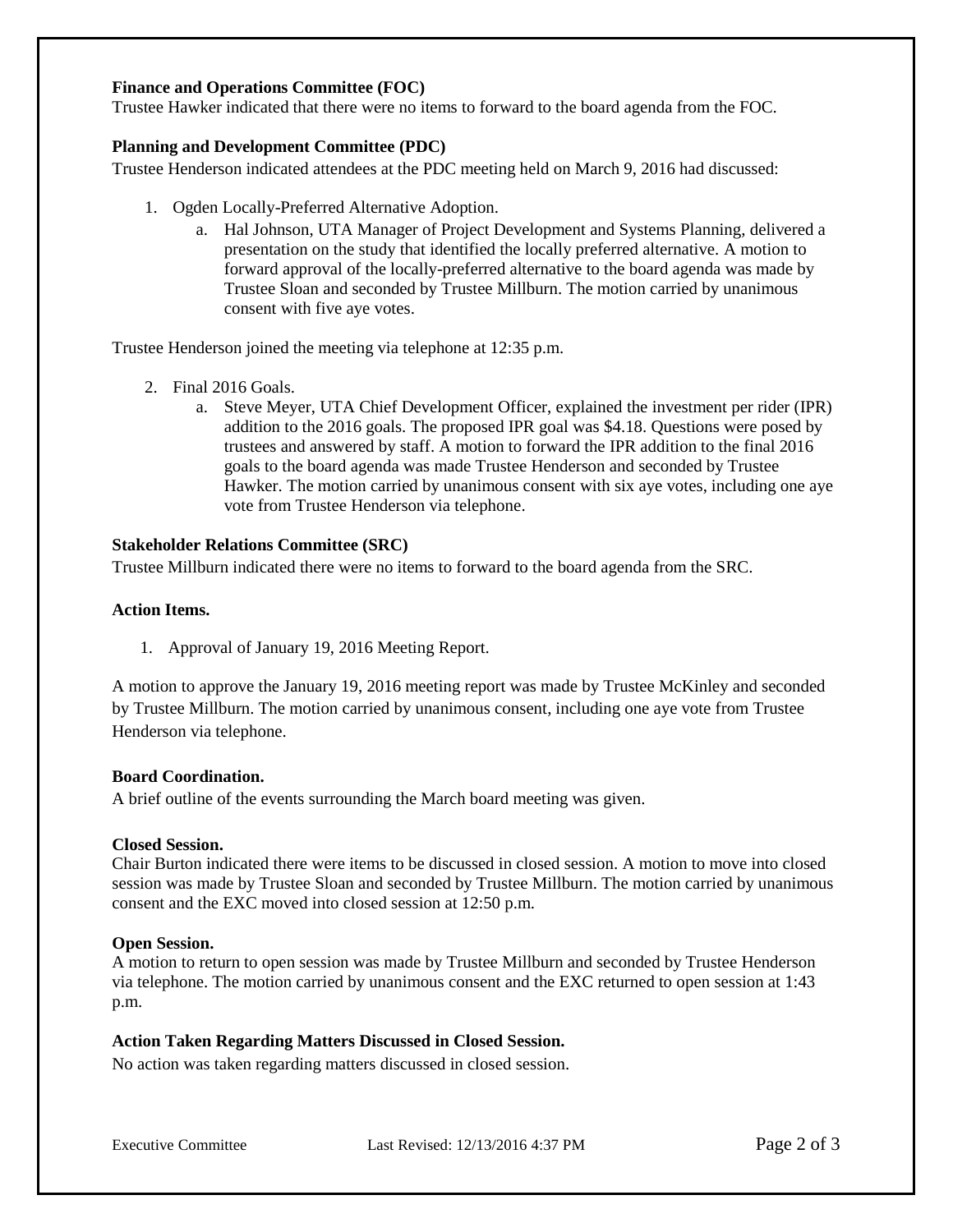**Finance and Operations Committee (FOC)**
Trustee Hawker indicated that there were no items to forward to the board agenda from the FOC.

**Planning and Development Committee (PDC)**
Trustee Henderson indicated attendees at the PDC meeting held on March 9, 2016 had discussed:

1. Ogden Locally-Preferred Alternative Adoption.
   a. Hal Johnson, UTA Manager of Project Development and Systems Planning, delivered a presentation on the study that identified the locally preferred alternative. A motion to forward approval of the locally-preferred alternative to the board agenda was made by Trustee Sloan and seconded by Trustee Millburn. The motion carried by unanimous consent with five aye votes.

Trustee Henderson joined the meeting via telephone at 12:35 p.m.

2. Final 2016 Goals.
   a. Steve Meyer, UTA Chief Development Officer, explained the investment per rider (IPR) addition to the 2016 goals. The proposed IPR goal was $4.18. Questions were posed by trustees and answered by staff. A motion to forward the IPR addition to the final 2016 goals to the board agenda was made Trustee Henderson and seconded by Trustee Hawker. The motion carried by unanimous consent with six aye votes, including one aye vote from Trustee Henderson via telephone.

**Stakeholder Relations Committee (SRC)**
Trustee Millburn indicated there were no items to forward to the board agenda from the SRC.

**Action Items.**

1. Approval of January 19, 2016 Meeting Report.

A motion to approve the January 19, 2016 meeting report was made by Trustee McKinley and seconded by Trustee Millburn. The motion carried by unanimous consent, including one aye vote from Trustee Henderson via telephone.

**Board Coordination.**
A brief outline of the events surrounding the March board meeting was given.

**Closed Session.**
Chair Burton indicated there were items to be discussed in closed session. A motion to move into closed session was made by Trustee Sloan and seconded by Trustee Millburn. The motion carried by unanimous consent and the EXC moved into closed session at 12:50 p.m.

**Open Session.**
A motion to return to open session was made by Trustee Millburn and seconded by Trustee Henderson via telephone. The motion carried by unanimous consent and the EXC returned to open session at 1:43 p.m.

**Action Taken Regarding Matters Discussed in Closed Session.**
No action was taken regarding matters discussed in closed session.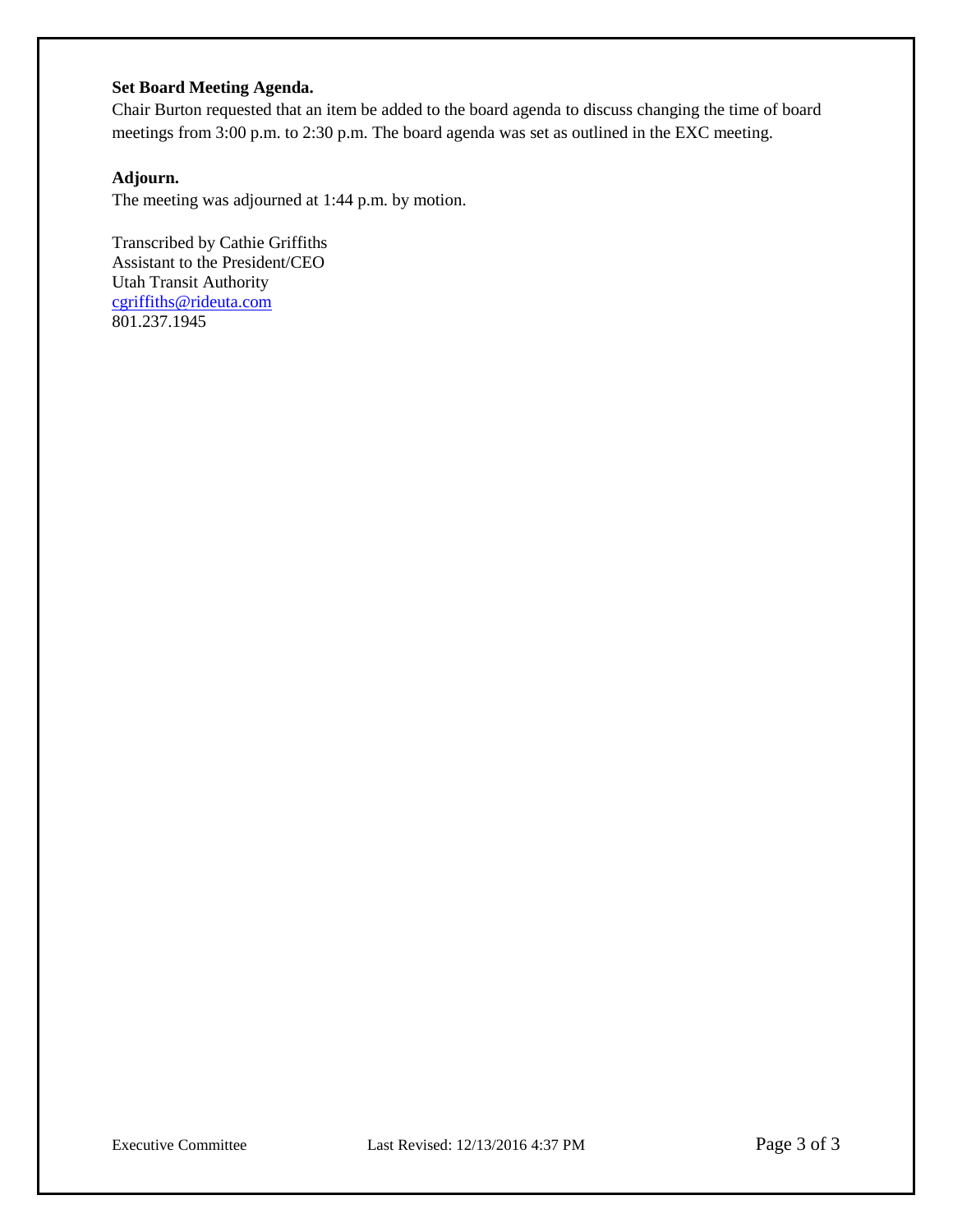**Set Board Meeting Agenda.**

Chair Burton requested that an item be added to the board agenda to discuss changing the time of board meetings from 3:00 p.m. to 2:30 p.m. The board agenda was set as outlined in the EXC meeting.

**Adjourn.**

The meeting was adjourned at 1:44 p.m. by motion.

Transcribed by Cathie Griffiths
Assistant to the President/CEO
Utah Transit Authority
cgriffiths@rideuta.com
801.237.1945